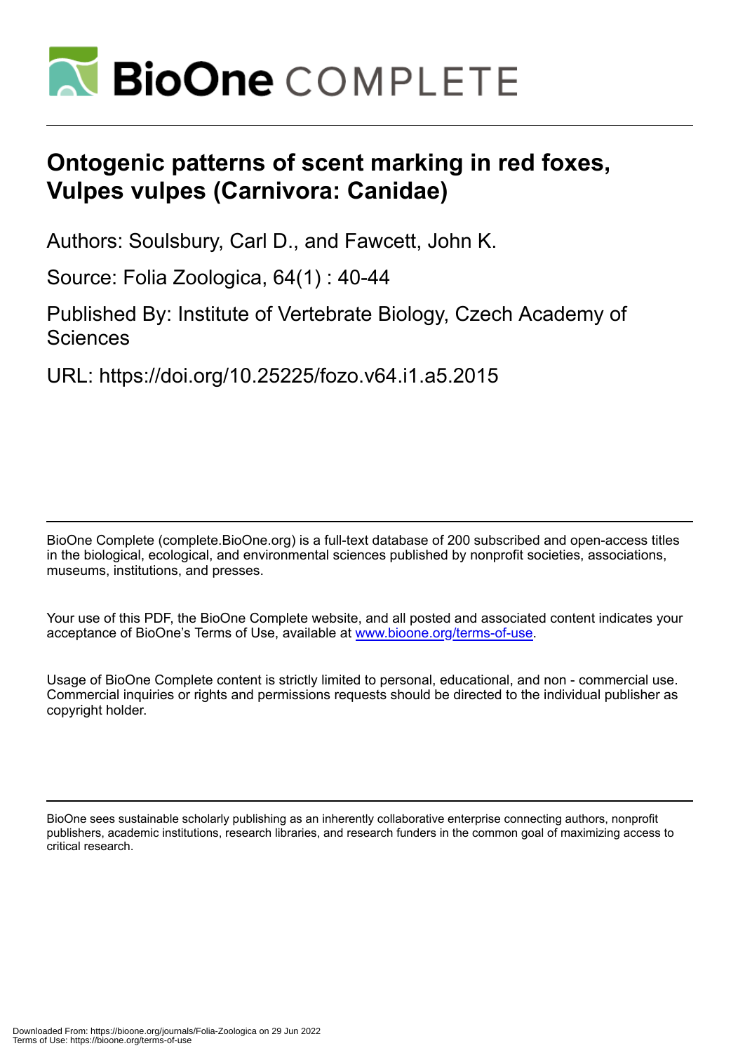# Ontogenic patterns of scent marking in red foxes, Vulpes vulpes (Carnivora: Canidae)

Authors: Soulsbury, Carl D., and Fawcett, John K.

Source: Folia Zoologica, 64(1) : 40-44

Published By: Institute of Vertebrate Biology, Czech Academy of Sciences

URL: https://doi.org/10.25225/fozo.v64.i1.a5.2015

---

BioOne Complete (complete.BioOne.org) is a full-text database of 200 subscribed and open-access titles in the biological, ecological, and environmental sciences published by nonprofit societies, associations, museums, institutions, and presses.

Your use of this PDF, the BioOne Complete website, and all posted and associated content indicates your acceptance of BioOne's Terms of Use, available at www.bioone.org/terms-of-use.

Usage of BioOne Complete content is strictly limited to personal, educational, and non - commercial use. Commercial inquiries or rights and permissions requests should be directed to the individual publisher as copyright holder.

---

BioOne sees sustainable scholarly publishing as an inherently collaborative enterprise connecting authors, nonprofit publishers, academic institutions, research libraries, and research funders in the common goal of maximizing access to critical research.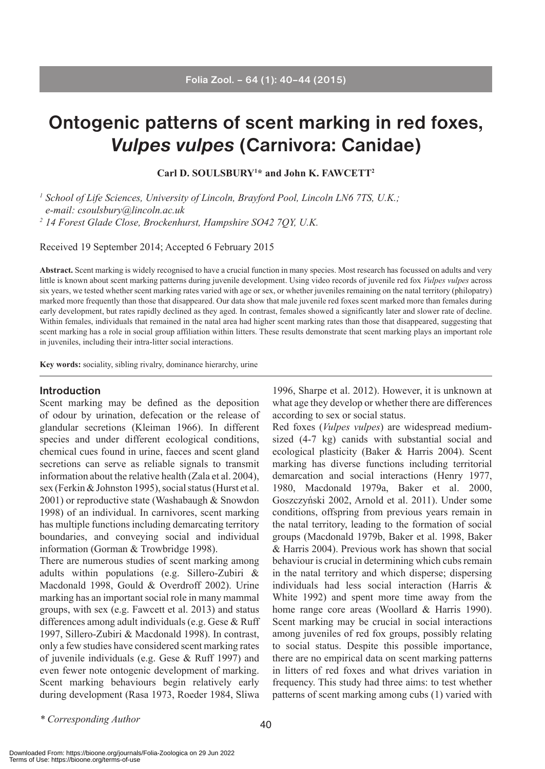# Ontogenic patterns of scent marking in red foxes, *Vulpes vulpes* (Carnivora: Canidae)

**Carl D. SOULSBURY[1]* and John K. FAWCETT[2]**

*[1] School of Life Sciences, University of Lincoln, Brayford Pool, Lincoln LN6 7TS, U.K.; e-mail: csoulsbury@lincoln.ac.uk*

*[2] 14 Forest Glade Close, Brockenhurst, Hampshire SO42 7QY, U.K.*

Received 19 September 2014; Accepted 6 February 2015

**Abstract.** Scent marking is widely recognised to have a crucial function in many species. Most research has focussed on adults and very little is known about scent marking patterns during juvenile development. Using video records of juvenile red fox *Vulpes vulpes* across six years, we tested whether scent marking rates varied with age or sex, or whether juveniles remaining on the natal territory (philopatry) marked more frequently than those that disappeared. Our data show that male juvenile red foxes scent marked more than females during early development, but rates rapidly declined as they aged. In contrast, females showed a significantly later and slower rate of decline. Within females, individuals that remained in the natal area had higher scent marking rates than those that disappeared, suggesting that scent marking has a role in social group affiliation within litters. These results demonstrate that scent marking plays an important role in juveniles, including their intra-litter social interactions.

**Key words:** sociality, sibling rivalry, dominance hierarchy, urine

## Introduction

Scent marking may be defined as the deposition of odour by urination, defecation or the release of glandular secretions (Kleiman 1966). In different species and under different ecological conditions, chemical cues found in urine, faeces and scent gland secretions can serve as reliable signals to transmit information about the relative health (Zala et al. 2004), sex (Ferkin & Johnston 1995), social status (Hurst et al. 2001) or reproductive state (Washabaugh & Snowdon 1998) of an individual. In carnivores, scent marking has multiple functions including demarcating territory boundaries, and conveying social and individual information (Gorman & Trowbridge 1998).

There are numerous studies of scent marking among adults within populations (e.g. Sillero-Zubiri & Macdonald 1998, Gould & Overdroff 2002). Urine marking has an important social role in many mammal groups, with sex (e.g. Fawcett et al. 2013) and status differences among adult individuals (e.g. Gese & Ruff 1997, Sillero-Zubiri & Macdonald 1998). In contrast, only a few studies have considered scent marking rates of juvenile individuals (e.g. Gese & Ruff 1997) and even fewer note ontogenic development of marking. Scent marking behaviours begin relatively early during development (Rasa 1973, Roeder 1984, Sliwa 1996, Sharpe et al. 2012). However, it is unknown at what age they develop or whether there are differences according to sex or social status.

Red foxes (*Vulpes vulpes*) are widespread medium-sized (4-7 kg) canids with substantial social and ecological plasticity (Baker & Harris 2004). Scent marking has diverse functions including territorial demarcation and social interactions (Henry 1977, 1980, Macdonald 1979a, Baker et al. 2000, Goszczyński 2002, Arnold et al. 2011). Under some conditions, offspring from previous years remain in the natal territory, leading to the formation of social groups (Macdonald 1979b, Baker et al. 1998, Baker & Harris 2004). Previous work has shown that social behaviour is crucial in determining which cubs remain in the natal territory and which disperse; dispersing individuals had less social interaction (Harris & White 1992) and spent more time away from the home range core areas (Woollard & Harris 1990). Scent marking may be crucial in social interactions among juveniles of red fox groups, possibly relating to social status. Despite this possible importance, there are no empirical data on scent marking patterns in litters of red foxes and what drives variation in frequency. This study had three aims: to test whether patterns of scent marking among cubs (1) varied with

\* Corresponding Author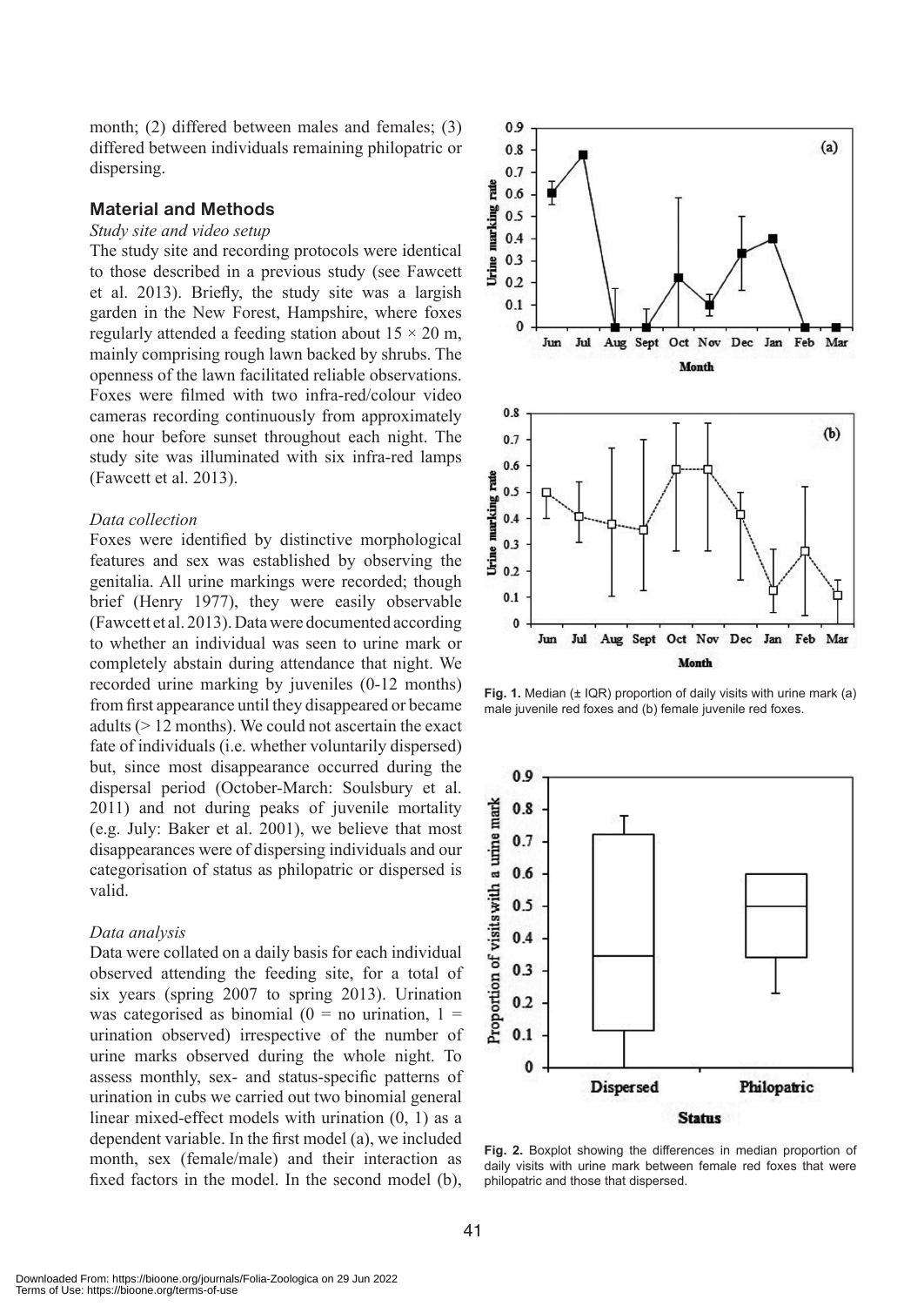month; (2) differed between males and females; (3) differed between individuals remaining philopatric or dispersing.

## Material and Methods

*Study site and video setup*

The study site and recording protocols were identical to those described in a previous study (see Fawcett et al. 2013). Briefly, the study site was a largish garden in the New Forest, Hampshire, where foxes regularly attended a feeding station about 15 × 20 m, mainly comprising rough lawn backed by shrubs. The openness of the lawn facilitated reliable observations. Foxes were filmed with two infra-red/colour video cameras recording continuously from approximately one hour before sunset throughout each night. The study site was illuminated with six infra-red lamps (Fawcett et al. 2013).

*Data collection*

Foxes were identified by distinctive morphological features and sex was established by observing the genitalia. All urine markings were recorded; though brief (Henry 1977), they were easily observable (Fawcett et al. 2013). Data were documented according to whether an individual was seen to urine mark or completely abstain during attendance that night. We recorded urine marking by juveniles (0-12 months) from first appearance until they disappeared or became adults (> 12 months). We could not ascertain the exact fate of individuals (i.e. whether voluntarily dispersed) but, since most disappearance occurred during the dispersal period (October-March: Soulsbury et al. 2011) and not during peaks of juvenile mortality (e.g. July: Baker et al. 2001), we believe that most disappearances were of dispersing individuals and our categorisation of status as philopatric or dispersed is valid.

*Data analysis*

Data were collated on a daily basis for each individual observed attending the feeding site, for a total of six years (spring 2007 to spring 2013). Urination was categorised as binomial (0 = no urination, 1 = urination observed) irrespective of the number of urine marks observed during the whole night. To assess monthly, sex- and status-specific patterns of urination in cubs we carried out two binomial general linear mixed-effect models with urination (0, 1) as a dependent variable. In the first model (a), we included month, sex (female/male) and their interaction as fixed factors in the model. In the second model (b),

**Fig. 1.** Median (± IQR) proportion of daily visits with urine mark (a) male juvenile red foxes and (b) female juvenile red foxes.

**Fig. 2.** Boxplot showing the differences in median proportion of daily visits with urine mark between female red foxes that were philopatric and those that dispersed.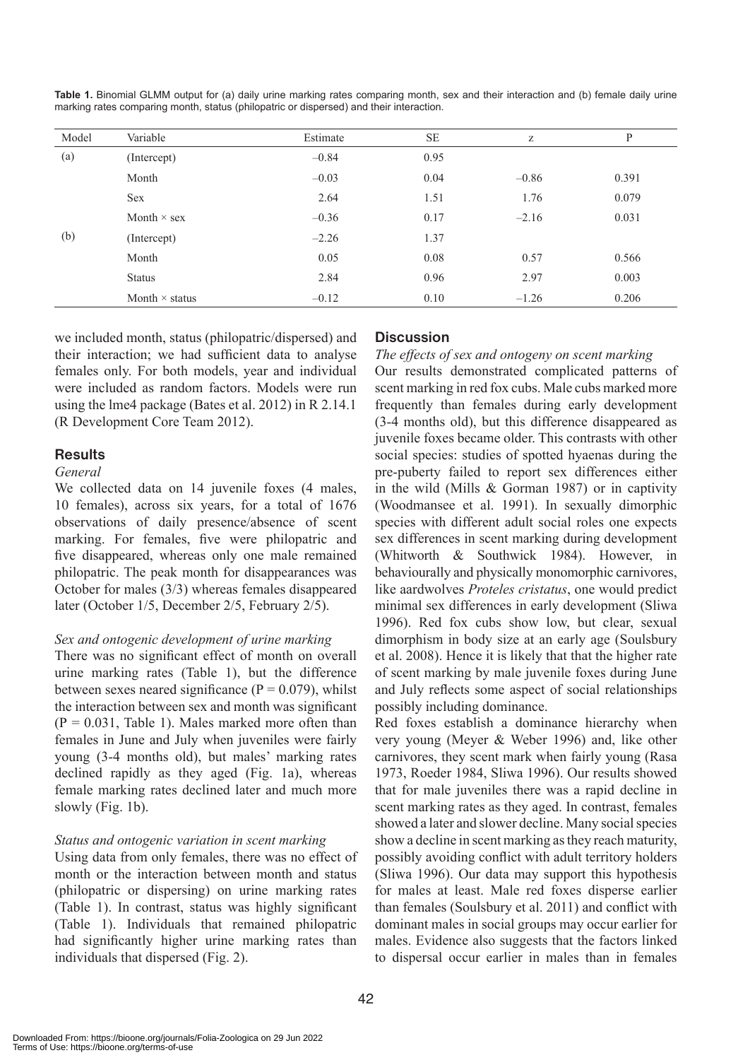**Table 1.** Binomial GLMM output for (a) daily urine marking rates comparing month, sex and their interaction and (b) female daily urine marking rates comparing month, status (philopatric or dispersed) and their interaction.

| Model | Variable | Estimate | SE | z | P |
|---|---|---|---|---|---|
| (a) | (Intercept) | –0.84 | 0.95 | | |
| | Month | –0.03 | 0.04 | –0.86 | 0.391 |
| | Sex | 2.64 | 1.51 | 1.76 | 0.079 |
| | Month × sex | –0.36 | 0.17 | –2.16 | 0.031 |
| (b) | (Intercept) | –2.26 | 1.37 | | |
| | Month | 0.05 | 0.08 | 0.57 | 0.566 |
| | Status | 2.84 | 0.96 | 2.97 | 0.003 |
| | Month × status | –0.12 | 0.10 | –1.26 | 0.206 |

we included month, status (philopatric/dispersed) and their interaction; we had sufficient data to analyse females only. For both models, year and individual were included as random factors. Models were run using the lme4 package (Bates et al. 2012) in R 2.14.1 (R Development Core Team 2012).

## Results

*General*

We collected data on 14 juvenile foxes (4 males, 10 females), across six years, for a total of 1676 observations of daily presence/absence of scent marking. For females, five were philopatric and five disappeared, whereas only one male remained philopatric. The peak month for disappearances was October for males (3/3) whereas females disappeared later (October 1/5, December 2/5, February 2/5).

*Sex and ontogenic development of urine marking*

There was no significant effect of month on overall urine marking rates (Table 1), but the difference between sexes neared significance ($P = 0.079$), whilst the interaction between sex and month was significant ($P = 0.031$, Table 1). Males marked more often than females in June and July when juveniles were fairly young (3-4 months old), but males' marking rates declined rapidly as they aged (Fig. 1a), whereas female marking rates declined later and much more slowly (Fig. 1b).

*Status and ontogenic variation in scent marking*

Using data from only females, there was no effect of month or the interaction between month and status (philopatric or dispersing) on urine marking rates (Table 1). In contrast, status was highly significant (Table 1). Individuals that remained philopatric had significantly higher urine marking rates than individuals that dispersed (Fig. 2).

## Discussion

*The effects of sex and ontogeny on scent marking*

Our results demonstrated complicated patterns of scent marking in red fox cubs. Male cubs marked more frequently than females during early development (3-4 months old), but this difference disappeared as juvenile foxes became older. This contrasts with other social species: studies of spotted hyaenas during the pre-puberty failed to report sex differences either in the wild (Mills & Gorman 1987) or in captivity (Woodmansee et al. 1991). In sexually dimorphic species with different adult social roles one expects sex differences in scent marking during development (Whitworth & Southwick 1984). However, in behaviourally and physically monomorphic carnivores, like aardwolves *Proteles cristatus*, one would predict minimal sex differences in early development (Sliwa 1996). Red fox cubs show low, but clear, sexual dimorphism in body size at an early age (Soulsbury et al. 2008). Hence it is likely that that the higher rate of scent marking by male juvenile foxes during June and July reflects some aspect of social relationships possibly including dominance.

Red foxes establish a dominance hierarchy when very young (Meyer & Weber 1996) and, like other carnivores, they scent mark when fairly young (Rasa 1973, Roeder 1984, Sliwa 1996). Our results showed that for male juveniles there was a rapid decline in scent marking rates as they aged. In contrast, females showed a later and slower decline. Many social species show a decline in scent marking as they reach maturity, possibly avoiding conflict with adult territory holders (Sliwa 1996). Our data may support this hypothesis for males at least. Male red foxes disperse earlier than females (Soulsbury et al. 2011) and conflict with dominant males in social groups may occur earlier for males. Evidence also suggests that the factors linked to dispersal occur earlier in males than in females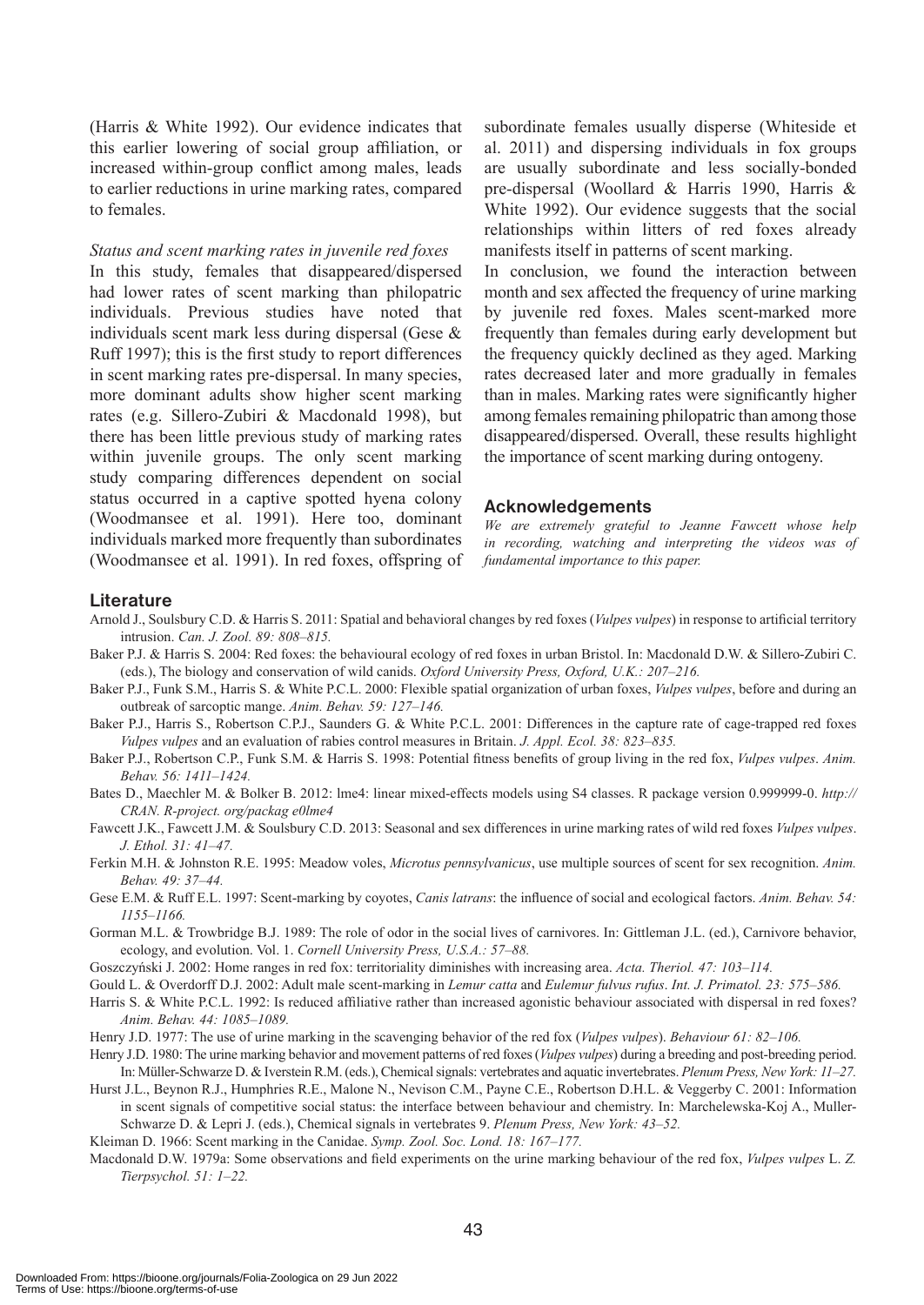(Harris & White 1992). Our evidence indicates that this earlier lowering of social group affiliation, or increased within-group conflict among males, leads to earlier reductions in urine marking rates, compared to females.

*Status and scent marking rates in juvenile red foxes*

In this study, females that disappeared/dispersed had lower rates of scent marking than philopatric individuals. Previous studies have noted that individuals scent mark less during dispersal (Gese & Ruff 1997); this is the first study to report differences in scent marking rates pre-dispersal. In many species, more dominant adults show higher scent marking rates (e.g. Sillero-Zubiri & Macdonald 1998), but there has been little previous study of marking rates within juvenile groups. The only scent marking study comparing differences dependent on social status occurred in a captive spotted hyena colony (Woodmansee et al. 1991). Here too, dominant individuals marked more frequently than subordinates (Woodmansee et al. 1991). In red foxes, offspring of subordinate females usually disperse (Whiteside et al. 2011) and dispersing individuals in fox groups are usually subordinate and less socially-bonded pre-dispersal (Woollard & Harris 1990, Harris & White 1992). Our evidence suggests that the social relationships within litters of red foxes already manifests itself in patterns of scent marking.

In conclusion, we found the interaction between month and sex affected the frequency of urine marking by juvenile red foxes. Males scent-marked more frequently than females during early development but the frequency quickly declined as they aged. Marking rates decreased later and more gradually in females than in males. Marking rates were significantly higher among females remaining philopatric than among those disappeared/dispersed. Overall, these results highlight the importance of scent marking during ontogeny.

## Acknowledgements

*We are extremely grateful to Jeanne Fawcett whose help in recording, watching and interpreting the videos was of fundamental importance to this paper.*

## Literature

Arnold J., Soulsbury C.D. & Harris S. 2011: Spatial and behavioral changes by red foxes (*Vulpes vulpes*) in response to artificial territory intrusion. *Can. J. Zool. 89: 808–815.*

Baker P.J. & Harris S. 2004: Red foxes: the behavioural ecology of red foxes in urban Bristol. In: Macdonald D.W. & Sillero-Zubiri C. (eds.), The biology and conservation of wild canids. *Oxford University Press, Oxford, U.K.: 207–216.*

Baker P.J., Funk S.M., Harris S. & White P.C.L. 2000: Flexible spatial organization of urban foxes, *Vulpes vulpes*, before and during an outbreak of sarcoptic mange. *Anim. Behav. 59: 127–146.*

Baker P.J., Harris S., Robertson C.P.J., Saunders G. & White P.C.L. 2001: Differences in the capture rate of cage-trapped red foxes *Vulpes vulpes* and an evaluation of rabies control measures in Britain. *J. Appl. Ecol. 38: 823–835.*

Baker P.J., Robertson C.P., Funk S.M. & Harris S. 1998: Potential fitness benefits of group living in the red fox, *Vulpes vulpes*. *Anim. Behav. 56: 1411–1424.*

Bates D., Maechler M. & Bolker B. 2012: lme4: linear mixed-effects models using S4 classes. R package version 0.999999-0. *http:// CRAN. R-project. org/packag e0lme4*

Fawcett J.K., Fawcett J.M. & Soulsbury C.D. 2013: Seasonal and sex differences in urine marking rates of wild red foxes *Vulpes vulpes*. *J. Ethol. 31: 41–47.*

Ferkin M.H. & Johnston R.E. 1995: Meadow voles, *Microtus pennsylvanicus*, use multiple sources of scent for sex recognition. *Anim. Behav. 49: 37–44.*

Gese E.M. & Ruff E.L. 1997: Scent-marking by coyotes, *Canis latrans*: the influence of social and ecological factors. *Anim. Behav. 54: 1155–1166.*

Gorman M.L. & Trowbridge B.J. 1989: The role of odor in the social lives of carnivores. In: Gittleman J.L. (ed.), Carnivore behavior, ecology, and evolution. Vol. 1. *Cornell University Press, U.S.A.: 57–88.*

Goszczyński J. 2002: Home ranges in red fox: territoriality diminishes with increasing area. *Acta. Theriol. 47: 103–114.*

Gould L. & Overdorff D.J. 2002: Adult male scent-marking in *Lemur catta* and *Eulemur fulvus rufus*. *Int. J. Primatol. 23: 575–586.*

Harris S. & White P.C.L. 1992: Is reduced affiliative rather than increased agonistic behaviour associated with dispersal in red foxes? *Anim. Behav. 44: 1085–1089.*

Henry J.D. 1977: The use of urine marking in the scavenging behavior of the red fox (*Vulpes vulpes*). *Behaviour 61: 82–106.*

Henry J.D. 1980: The urine marking behavior and movement patterns of red foxes (*Vulpes vulpes*) during a breeding and post-breeding period. In: Müller-Schwarze D. & Iverstein R.M. (eds.), Chemical signals: vertebrates and aquatic invertebrates. *Plenum Press, New York: 11–27.*

Hurst J.L., Beynon R.J., Humphries R.E., Malone N., Nevison C.M., Payne C.E., Robertson D.H.L. & Veggerby C. 2001: Information in scent signals of competitive social status: the interface between behaviour and chemistry. In: Marchelewska-Koj A., Muller-Schwarze D. & Lepri J. (eds.), Chemical signals in vertebrates 9. *Plenum Press, New York: 43–52.*

Kleiman D. 1966: Scent marking in the Canidae. *Symp. Zool. Soc. Lond. 18: 167–177.*

Macdonald D.W. 1979a: Some observations and field experiments on the urine marking behaviour of the red fox, *Vulpes vulpes* L. *Z. Tierpsychol. 51: 1–22.*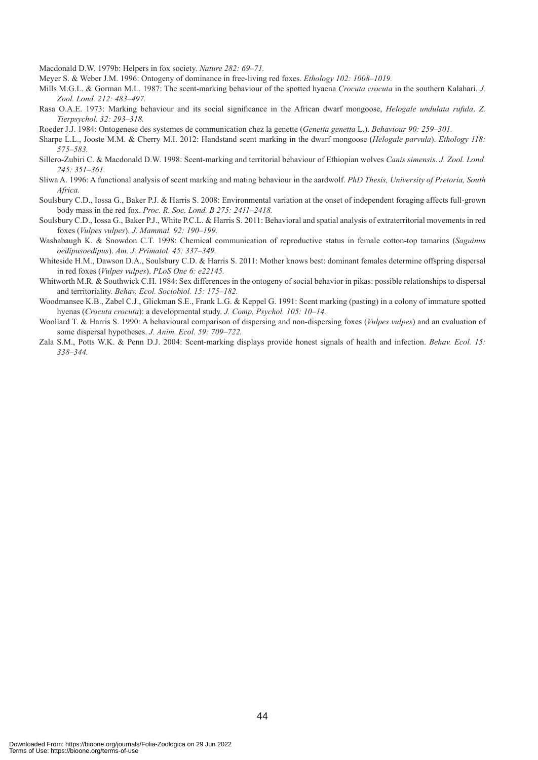Macdonald D.W. 1979b: Helpers in fox society. *Nature 282: 69–71.*

Meyer S. & Weber J.M. 1996: Ontogeny of dominance in free-living red foxes. *Ethology 102: 1008–1019.*

Mills M.G.L. & Gorman M.L. 1987: The scent-marking behaviour of the spotted hyaena *Crocuta crocuta* in the southern Kalahari. *J. Zool. Lond. 212: 483–497.*

Rasa O.A.E. 1973: Marking behaviour and its social significance in the African dwarf mongoose, *Helogale undulata rufula*. *Z. Tierpsychol. 32: 293–318.*

Roeder J.J. 1984: Ontogenese des systemes de communication chez la genette (*Genetta genetta* L.). *Behaviour 90: 259–301.*

Sharpe L.L., Jooste M.M. & Cherry M.I. 2012: Handstand scent marking in the dwarf mongoose (*Helogale parvula*). *Ethology 118: 575–583.*

Sillero-Zubiri C. & Macdonald D.W. 1998: Scent-marking and territorial behaviour of Ethiopian wolves *Canis simensis*. *J. Zool. Lond. 245: 351–361.*

Sliwa A. 1996: A functional analysis of scent marking and mating behaviour in the aardwolf. *PhD Thesis, University of Pretoria, South Africa.*

Soulsbury C.D., Iossa G., Baker P.J. & Harris S. 2008: Environmental variation at the onset of independent foraging affects full-grown body mass in the red fox. *Proc. R. Soc. Lond. B 275: 2411–2418.*

Soulsbury C.D., Iossa G., Baker P.J., White P.C.L. & Harris S. 2011: Behavioral and spatial analysis of extraterritorial movements in red foxes (*Vulpes vulpes*). *J. Mammal. 92: 190–199.*

Washabaugh K. & Snowdon C.T. 1998: Chemical communication of reproductive status in female cotton-top tamarins (*Saguinus oedipusoedipus*). *Am. J. Primatol. 45: 337–349.*

Whiteside H.M., Dawson D.A., Soulsbury C.D. & Harris S. 2011: Mother knows best: dominant females determine offspring dispersal in red foxes (*Vulpes vulpes*). *PLoS One 6: e22145.*

Whitworth M.R. & Southwick C.H. 1984: Sex differences in the ontogeny of social behavior in pikas: possible relationships to dispersal and territoriality. *Behav. Ecol. Sociobiol. 15: 175–182.*

Woodmansee K.B., Zabel C.J., Glickman S.E., Frank L.G. & Keppel G. 1991: Scent marking (pasting) in a colony of immature spotted hyenas (*Crocuta crocuta*): a developmental study. *J. Comp. Psychol. 105: 10–14.*

Woollard T. & Harris S. 1990: A behavioural comparison of dispersing and non-dispersing foxes (*Vulpes vulpes*) and an evaluation of some dispersal hypotheses. *J. Anim. Ecol. 59: 709–722.*

Zala S.M., Potts W.K. & Penn D.J. 2004: Scent-marking displays provide honest signals of health and infection. *Behav. Ecol. 15: 338–344.*